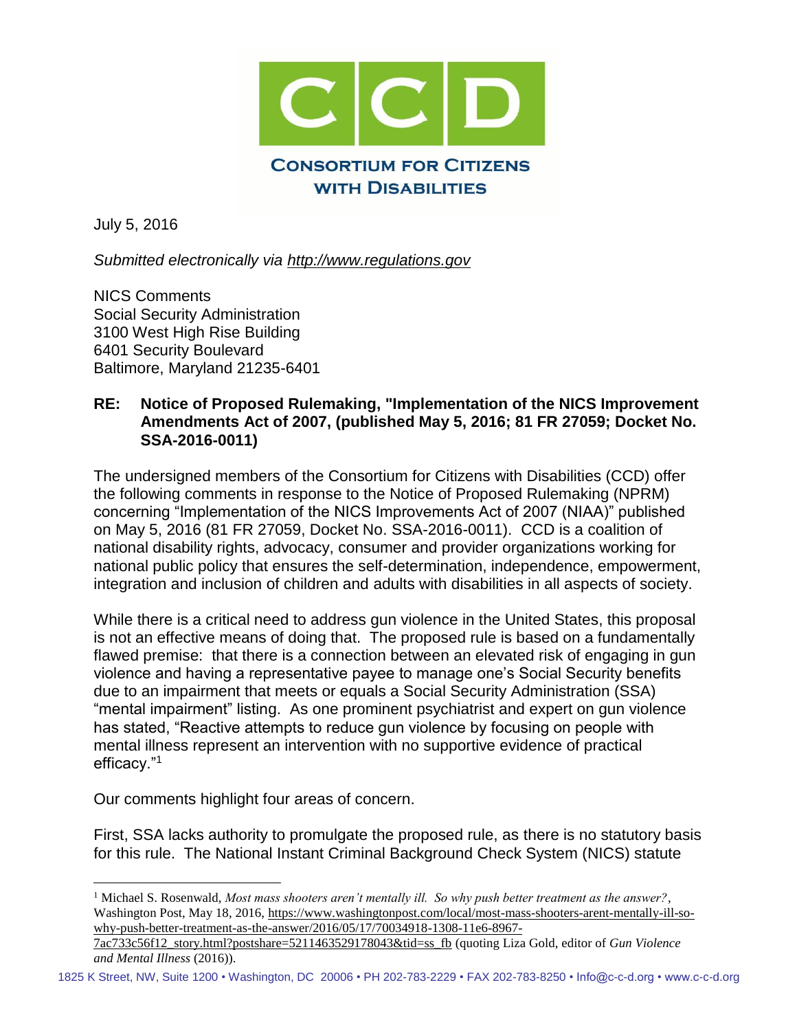# CCD

**CONSORTIUM FOR CITIZENS WITH DISABILITIES**

July 5, 2016

*Submitted electronically via http://www.regulations.gov*

NICS Comments
Social Security Administration
3100 West High Rise Building
6401 Security Boulevard
Baltimore, Maryland 21235-6401

**RE: Notice of Proposed Rulemaking, "Implementation of the NICS Improvement Amendments Act of 2007, (published May 5, 2016; 81 FR 27059; Docket No. SSA-2016-0011)**

The undersigned members of the Consortium for Citizens with Disabilities (CCD) offer the following comments in response to the Notice of Proposed Rulemaking (NPRM) concerning "Implementation of the NICS Improvements Act of 2007 (NIAA)" published on May 5, 2016 (81 FR 27059, Docket No. SSA-2016-0011). CCD is a coalition of national disability rights, advocacy, consumer and provider organizations working for national public policy that ensures the self-determination, independence, empowerment, integration and inclusion of children and adults with disabilities in all aspects of society.

While there is a critical need to address gun violence in the United States, this proposal is not an effective means of doing that. The proposed rule is based on a fundamentally flawed premise: that there is a connection between an elevated risk of engaging in gun violence and having a representative payee to manage one's Social Security benefits due to an impairment that meets or equals a Social Security Administration (SSA) "mental impairment" listing. As one prominent psychiatrist and expert on gun violence has stated, "Reactive attempts to reduce gun violence by focusing on people with mental illness represent an intervention with no supportive evidence of practical efficacy."[1]

Our comments highlight four areas of concern.

First, SSA lacks authority to promulgate the proposed rule, as there is no statutory basis for this rule. The National Instant Criminal Background Check System (NICS) statute

[1] Michael S. Rosenwald, *Most mass shooters aren't mentally ill. So why push better treatment as the answer?*, Washington Post, May 18, 2016, https://www.washingtonpost.com/local/most-mass-shooters-arent-mentally-ill-so-why-push-better-treatment-as-the-answer/2016/05/17/70034918-1308-11e6-8967-7ac733c56f12_story.html?postshare=5211463529178043&tid=ss_fb (quoting Liza Gold, editor of *Gun Violence and Mental Illness* (2016)).

1825 K Street, NW, Suite 1200 • Washington, DC 20006 • PH 202-783-2229 • FAX 202-783-8250 • Info@c-c-d.org • www.c-c-d.org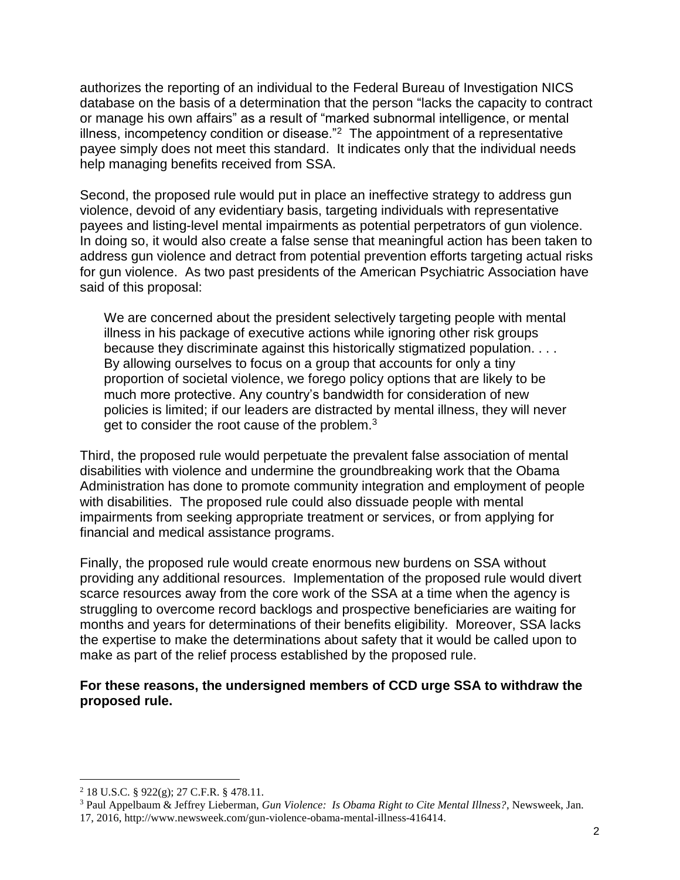authorizes the reporting of an individual to the Federal Bureau of Investigation NICS database on the basis of a determination that the person "lacks the capacity to contract or manage his own affairs" as a result of "marked subnormal intelligence, or mental illness, incompetency condition or disease."[2] The appointment of a representative payee simply does not meet this standard. It indicates only that the individual needs help managing benefits received from SSA.

Second, the proposed rule would put in place an ineffective strategy to address gun violence, devoid of any evidentiary basis, targeting individuals with representative payees and listing-level mental impairments as potential perpetrators of gun violence. In doing so, it would also create a false sense that meaningful action has been taken to address gun violence and detract from potential prevention efforts targeting actual risks for gun violence. As two past presidents of the American Psychiatric Association have said of this proposal:

> We are concerned about the president selectively targeting people with mental illness in his package of executive actions while ignoring other risk groups because they discriminate against this historically stigmatized population. . . . By allowing ourselves to focus on a group that accounts for only a tiny proportion of societal violence, we forego policy options that are likely to be much more protective. Any country's bandwidth for consideration of new policies is limited; if our leaders are distracted by mental illness, they will never get to consider the root cause of the problem.[3]

Third, the proposed rule would perpetuate the prevalent false association of mental disabilities with violence and undermine the groundbreaking work that the Obama Administration has done to promote community integration and employment of people with disabilities. The proposed rule could also dissuade people with mental impairments from seeking appropriate treatment or services, or from applying for financial and medical assistance programs.

Finally, the proposed rule would create enormous new burdens on SSA without providing any additional resources. Implementation of the proposed rule would divert scarce resources away from the core work of the SSA at a time when the agency is struggling to overcome record backlogs and prospective beneficiaries are waiting for months and years for determinations of their benefits eligibility. Moreover, SSA lacks the expertise to make the determinations about safety that it would be called upon to make as part of the relief process established by the proposed rule.

**For these reasons, the undersigned members of CCD urge SSA to withdraw the proposed rule.**

---

[2] 18 U.S.C. § 922(g); 27 C.F.R. § 478.11.

[3] Paul Appelbaum & Jeffrey Lieberman, *Gun Violence: Is Obama Right to Cite Mental Illness?*, Newsweek, Jan. 17, 2016, http://www.newsweek.com/gun-violence-obama-mental-illness-416414.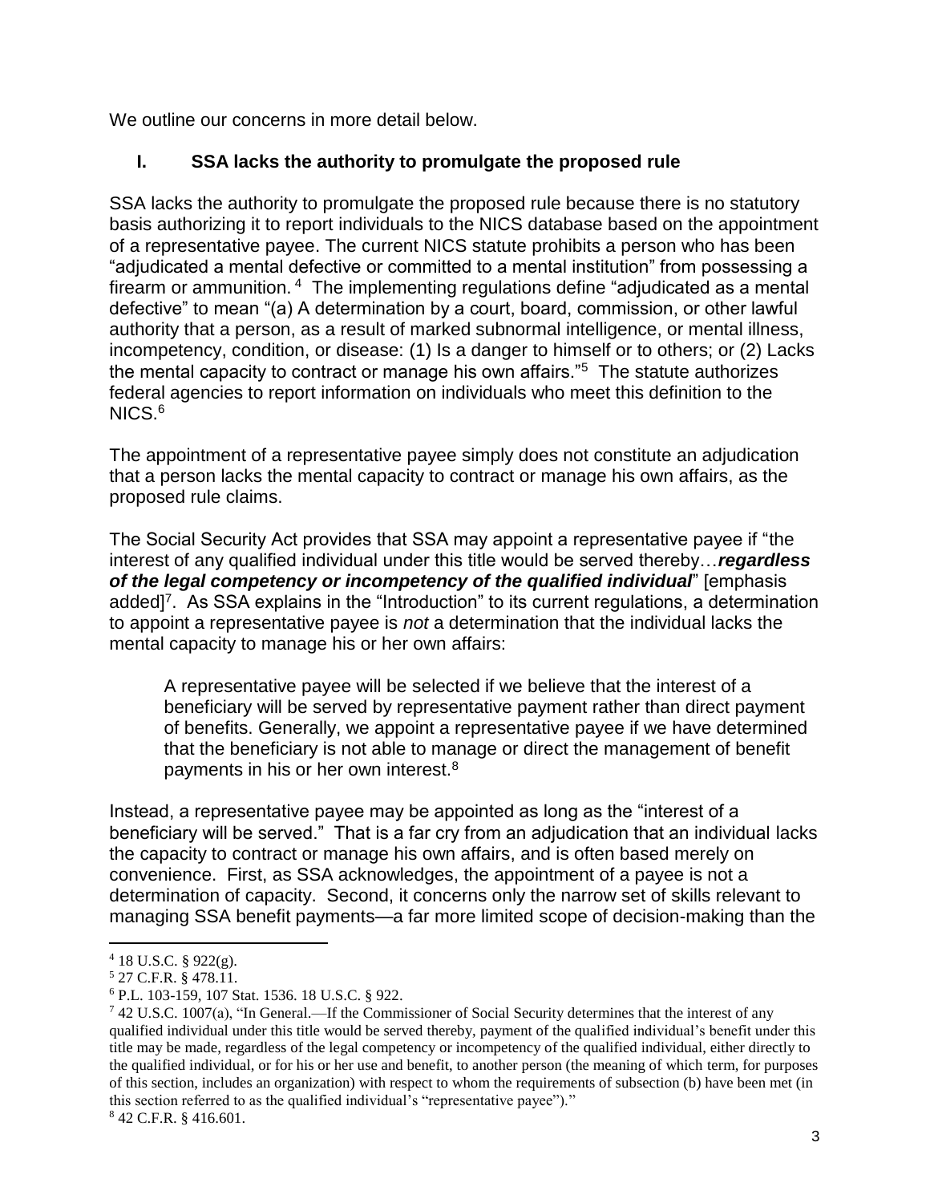We outline our concerns in more detail below.

## I. SSA lacks the authority to promulgate the proposed rule

SSA lacks the authority to promulgate the proposed rule because there is no statutory basis authorizing it to report individuals to the NICS database based on the appointment of a representative payee. The current NICS statute prohibits a person who has been "adjudicated a mental defective or committed to a mental institution" from possessing a firearm or ammunition.[4] The implementing regulations define "adjudicated as a mental defective" to mean "(a) A determination by a court, board, commission, or other lawful authority that a person, as a result of marked subnormal intelligence, or mental illness, incompetency, condition, or disease: (1) Is a danger to himself or to others; or (2) Lacks the mental capacity to contract or manage his own affairs."[5] The statute authorizes federal agencies to report information on individuals who meet this definition to the NICS.[6]

The appointment of a representative payee simply does not constitute an adjudication that a person lacks the mental capacity to contract or manage his own affairs, as the proposed rule claims.

The Social Security Act provides that SSA may appoint a representative payee if "the interest of any qualified individual under this title would be served thereby…***regardless of the legal competency or incompetency of the qualified individual***" [emphasis added][7]. As SSA explains in the "Introduction" to its current regulations, a determination to appoint a representative payee is *not* a determination that the individual lacks the mental capacity to manage his or her own affairs:

> A representative payee will be selected if we believe that the interest of a beneficiary will be served by representative payment rather than direct payment of benefits. Generally, we appoint a representative payee if we have determined that the beneficiary is not able to manage or direct the management of benefit payments in his or her own interest.[8]

Instead, a representative payee may be appointed as long as the "interest of a beneficiary will be served." That is a far cry from an adjudication that an individual lacks the capacity to contract or manage his own affairs, and is often based merely on convenience. First, as SSA acknowledges, the appointment of a payee is not a determination of capacity. Second, it concerns only the narrow set of skills relevant to managing SSA benefit payments—a far more limited scope of decision-making than the

---

[4] 18 U.S.C. § 922(g).

[5] 27 C.F.R. § 478.11.

[6] P.L. 103-159, 107 Stat. 1536. 18 U.S.C. § 922.

[7] 42 U.S.C. 1007(a), "In General.—If the Commissioner of Social Security determines that the interest of any qualified individual under this title would be served thereby, payment of the qualified individual's benefit under this title may be made, regardless of the legal competency or incompetency of the qualified individual, either directly to the qualified individual, or for his or her use and benefit, to another person (the meaning of which term, for purposes of this section, includes an organization) with respect to whom the requirements of subsection (b) have been met (in this section referred to as the qualified individual's "representative payee")."

[8] 42 C.F.R. § 416.601.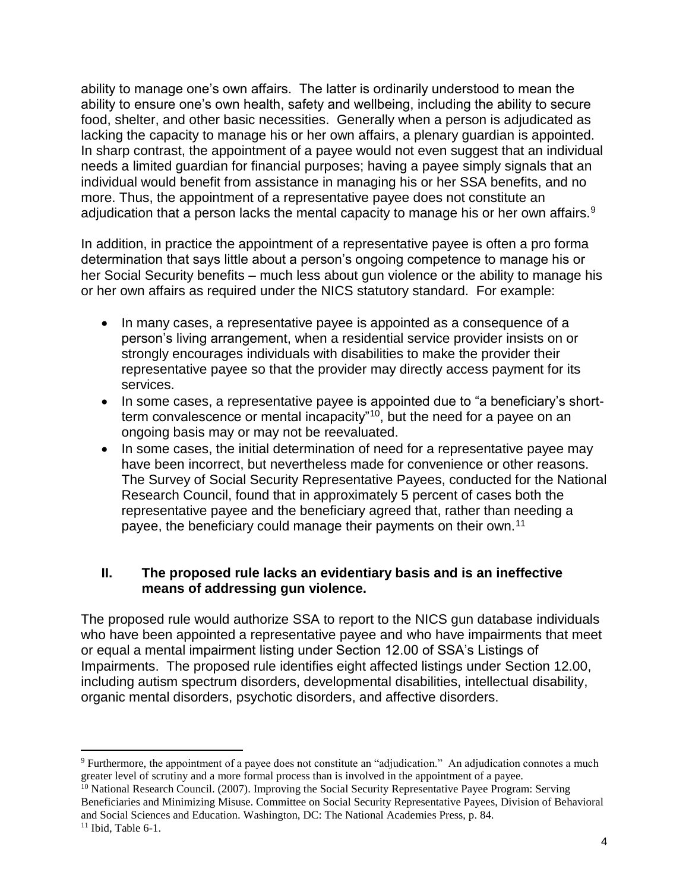ability to manage one's own affairs. The latter is ordinarily understood to mean the ability to ensure one's own health, safety and wellbeing, including the ability to secure food, shelter, and other basic necessities. Generally when a person is adjudicated as lacking the capacity to manage his or her own affairs, a plenary guardian is appointed. In sharp contrast, the appointment of a payee would not even suggest that an individual needs a limited guardian for financial purposes; having a payee simply signals that an individual would benefit from assistance in managing his or her SSA benefits, and no more. Thus, the appointment of a representative payee does not constitute an adjudication that a person lacks the mental capacity to manage his or her own affairs.[9]

In addition, in practice the appointment of a representative payee is often a pro forma determination that says little about a person's ongoing competence to manage his or her Social Security benefits – much less about gun violence or the ability to manage his or her own affairs as required under the NICS statutory standard. For example:

- In many cases, a representative payee is appointed as a consequence of a person's living arrangement, when a residential service provider insists on or strongly encourages individuals with disabilities to make the provider their representative payee so that the provider may directly access payment for its services.
- In some cases, a representative payee is appointed due to "a beneficiary's short-term convalescence or mental incapacity"[10], but the need for a payee on an ongoing basis may or may not be reevaluated.
- In some cases, the initial determination of need for a representative payee may have been incorrect, but nevertheless made for convenience or other reasons. The Survey of Social Security Representative Payees, conducted for the National Research Council, found that in approximately 5 percent of cases both the representative payee and the beneficiary agreed that, rather than needing a payee, the beneficiary could manage their payments on their own.[11]

## II. The proposed rule lacks an evidentiary basis and is an ineffective means of addressing gun violence.

The proposed rule would authorize SSA to report to the NICS gun database individuals who have been appointed a representative payee and who have impairments that meet or equal a mental impairment listing under Section 12.00 of SSA's Listings of Impairments. The proposed rule identifies eight affected listings under Section 12.00, including autism spectrum disorders, developmental disabilities, intellectual disability, organic mental disorders, psychotic disorders, and affective disorders.

---

[9] Furthermore, the appointment of a payee does not constitute an "adjudication." An adjudication connotes a much greater level of scrutiny and a more formal process than is involved in the appointment of a payee.

[10] National Research Council. (2007). Improving the Social Security Representative Payee Program: Serving Beneficiaries and Minimizing Misuse. Committee on Social Security Representative Payees, Division of Behavioral and Social Sciences and Education. Washington, DC: The National Academies Press, p. 84.

[11] Ibid, Table 6-1.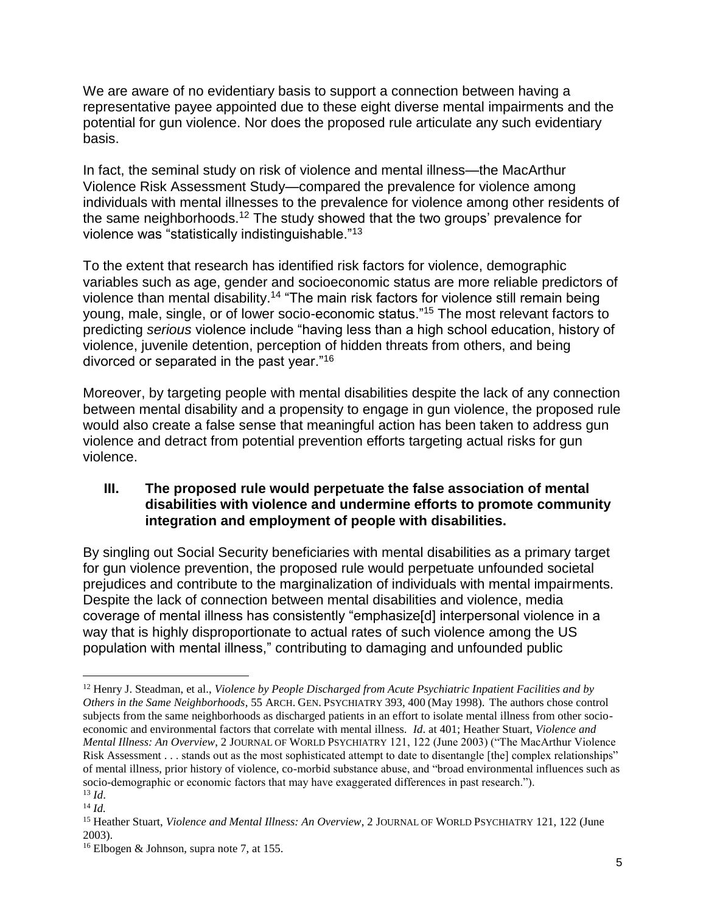We are aware of no evidentiary basis to support a connection between having a representative payee appointed due to these eight diverse mental impairments and the potential for gun violence. Nor does the proposed rule articulate any such evidentiary basis.

In fact, the seminal study on risk of violence and mental illness—the MacArthur Violence Risk Assessment Study—compared the prevalence for violence among individuals with mental illnesses to the prevalence for violence among other residents of the same neighborhoods.[12] The study showed that the two groups' prevalence for violence was "statistically indistinguishable."[13]

To the extent that research has identified risk factors for violence, demographic variables such as age, gender and socioeconomic status are more reliable predictors of violence than mental disability.[14] "The main risk factors for violence still remain being young, male, single, or of lower socio-economic status."[15] The most relevant factors to predicting *serious* violence include "having less than a high school education, history of violence, juvenile detention, perception of hidden threats from others, and being divorced or separated in the past year."[16]

Moreover, by targeting people with mental disabilities despite the lack of any connection between mental disability and a propensity to engage in gun violence, the proposed rule would also create a false sense that meaningful action has been taken to address gun violence and detract from potential prevention efforts targeting actual risks for gun violence.

## III. The proposed rule would perpetuate the false association of mental disabilities with violence and undermine efforts to promote community integration and employment of people with disabilities.

By singling out Social Security beneficiaries with mental disabilities as a primary target for gun violence prevention, the proposed rule would perpetuate unfounded societal prejudices and contribute to the marginalization of individuals with mental impairments. Despite the lack of connection between mental disabilities and violence, media coverage of mental illness has consistently "emphasize[d] interpersonal violence in a way that is highly disproportionate to actual rates of such violence among the US population with mental illness," contributing to damaging and unfounded public

---

[12] Henry J. Steadman, et al., *Violence by People Discharged from Acute Psychiatric Inpatient Facilities and by Others in the Same Neighborhoods*, 55 ARCH. GEN. PSYCHIATRY 393, 400 (May 1998). The authors chose control subjects from the same neighborhoods as discharged patients in an effort to isolate mental illness from other socio-economic and environmental factors that correlate with mental illness. *Id*. at 401; Heather Stuart, *Violence and Mental Illness: An Overview*, 2 JOURNAL OF WORLD PSYCHIATRY 121, 122 (June 2003) ("The MacArthur Violence Risk Assessment . . . stands out as the most sophisticated attempt to date to disentangle [the] complex relationships" of mental illness, prior history of violence, co-morbid substance abuse, and "broad environmental influences such as socio-demographic or economic factors that may have exaggerated differences in past research.").

[13] *Id*.

[14] *Id.*

[15] Heather Stuart, *Violence and Mental Illness: An Overview*, 2 JOURNAL OF WORLD PSYCHIATRY 121, 122 (June 2003).

[16] Elbogen & Johnson, supra note 7, at 155.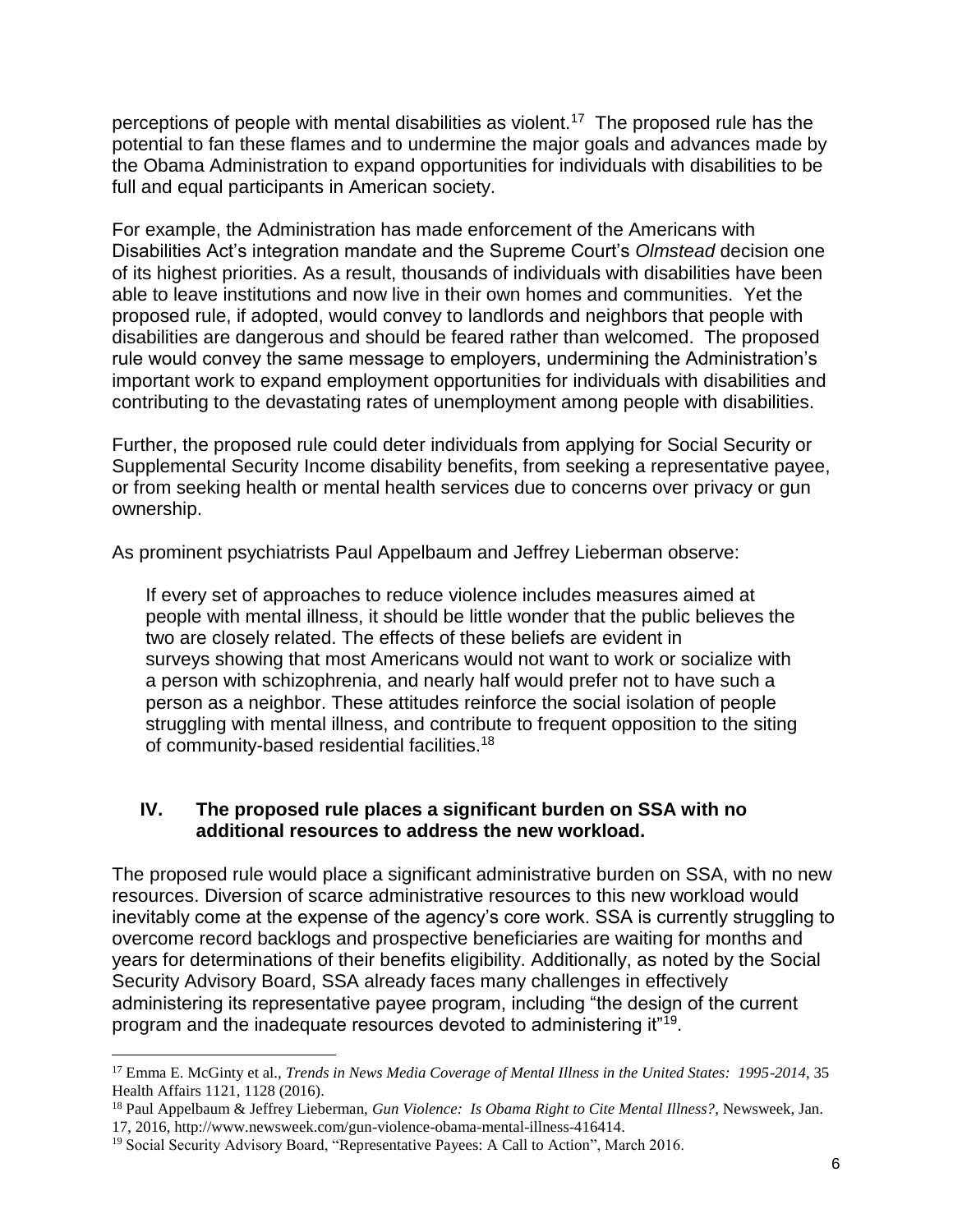perceptions of people with mental disabilities as violent.[17] The proposed rule has the potential to fan these flames and to undermine the major goals and advances made by the Obama Administration to expand opportunities for individuals with disabilities to be full and equal participants in American society.

For example, the Administration has made enforcement of the Americans with Disabilities Act's integration mandate and the Supreme Court's *Olmstead* decision one of its highest priorities. As a result, thousands of individuals with disabilities have been able to leave institutions and now live in their own homes and communities. Yet the proposed rule, if adopted, would convey to landlords and neighbors that people with disabilities are dangerous and should be feared rather than welcomed. The proposed rule would convey the same message to employers, undermining the Administration's important work to expand employment opportunities for individuals with disabilities and contributing to the devastating rates of unemployment among people with disabilities.

Further, the proposed rule could deter individuals from applying for Social Security or Supplemental Security Income disability benefits, from seeking a representative payee, or from seeking health or mental health services due to concerns over privacy or gun ownership.

As prominent psychiatrists Paul Appelbaum and Jeffrey Lieberman observe:

> If every set of approaches to reduce violence includes measures aimed at people with mental illness, it should be little wonder that the public believes the two are closely related. The effects of these beliefs are evident in surveys showing that most Americans would not want to work or socialize with a person with schizophrenia, and nearly half would prefer not to have such a person as a neighbor. These attitudes reinforce the social isolation of people struggling with mental illness, and contribute to frequent opposition to the siting of community-based residential facilities.[18]

## IV. The proposed rule places a significant burden on SSA with no additional resources to address the new workload.

The proposed rule would place a significant administrative burden on SSA, with no new resources. Diversion of scarce administrative resources to this new workload would inevitably come at the expense of the agency's core work. SSA is currently struggling to overcome record backlogs and prospective beneficiaries are waiting for months and years for determinations of their benefits eligibility. Additionally, as noted by the Social Security Advisory Board, SSA already faces many challenges in effectively administering its representative payee program, including "the design of the current program and the inadequate resources devoted to administering it"[19].

---

[17] Emma E. McGinty et al., *Trends in News Media Coverage of Mental Illness in the United States: 1995-2014*, 35 Health Affairs 1121, 1128 (2016).

[18] Paul Appelbaum & Jeffrey Lieberman, *Gun Violence: Is Obama Right to Cite Mental Illness?*, Newsweek, Jan. 17, 2016, http://www.newsweek.com/gun-violence-obama-mental-illness-416414.

[19] Social Security Advisory Board, "Representative Payees: A Call to Action", March 2016.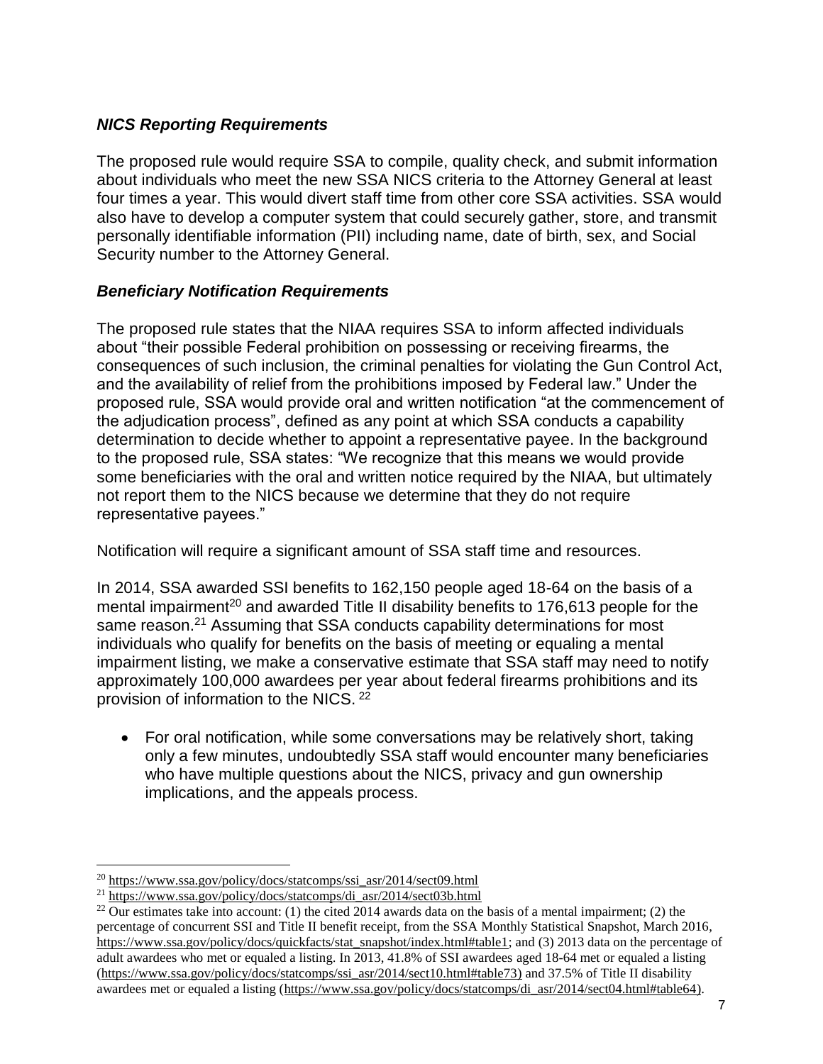### *NICS Reporting Requirements*

The proposed rule would require SSA to compile, quality check, and submit information about individuals who meet the new SSA NICS criteria to the Attorney General at least four times a year. This would divert staff time from other core SSA activities. SSA would also have to develop a computer system that could securely gather, store, and transmit personally identifiable information (PII) including name, date of birth, sex, and Social Security number to the Attorney General.

### *Beneficiary Notification Requirements*

The proposed rule states that the NIAA requires SSA to inform affected individuals about "their possible Federal prohibition on possessing or receiving firearms, the consequences of such inclusion, the criminal penalties for violating the Gun Control Act, and the availability of relief from the prohibitions imposed by Federal law." Under the proposed rule, SSA would provide oral and written notification "at the commencement of the adjudication process", defined as any point at which SSA conducts a capability determination to decide whether to appoint a representative payee. In the background to the proposed rule, SSA states: "We recognize that this means we would provide some beneficiaries with the oral and written notice required by the NIAA, but ultimately not report them to the NICS because we determine that they do not require representative payees."

Notification will require a significant amount of SSA staff time and resources.

In 2014, SSA awarded SSI benefits to 162,150 people aged 18-64 on the basis of a mental impairment[20] and awarded Title II disability benefits to 176,613 people for the same reason.[21] Assuming that SSA conducts capability determinations for most individuals who qualify for benefits on the basis of meeting or equaling a mental impairment listing, we make a conservative estimate that SSA staff may need to notify approximately 100,000 awardees per year about federal firearms prohibitions and its provision of information to the NICS.[22]

- For oral notification, while some conversations may be relatively short, taking only a few minutes, undoubtedly SSA staff would encounter many beneficiaries who have multiple questions about the NICS, privacy and gun ownership implications, and the appeals process.

---

[20] https://www.ssa.gov/policy/docs/statcomps/ssi_asr/2014/sect09.html

[21] https://www.ssa.gov/policy/docs/statcomps/di_asr/2014/sect03b.html

[22] Our estimates take into account: (1) the cited 2014 awards data on the basis of a mental impairment; (2) the percentage of concurrent SSI and Title II benefit receipt, from the SSA Monthly Statistical Snapshot, March 2016, https://www.ssa.gov/policy/docs/quickfacts/stat_snapshot/index.html#table1; and (3) 2013 data on the percentage of adult awardees who met or equaled a listing. In 2013, 41.8% of SSI awardees aged 18-64 met or equaled a listing (https://www.ssa.gov/policy/docs/statcomps/ssi_asr/2014/sect10.html#table73) and 37.5% of Title II disability awardees met or equaled a listing (https://www.ssa.gov/policy/docs/statcomps/di_asr/2014/sect04.html#table64).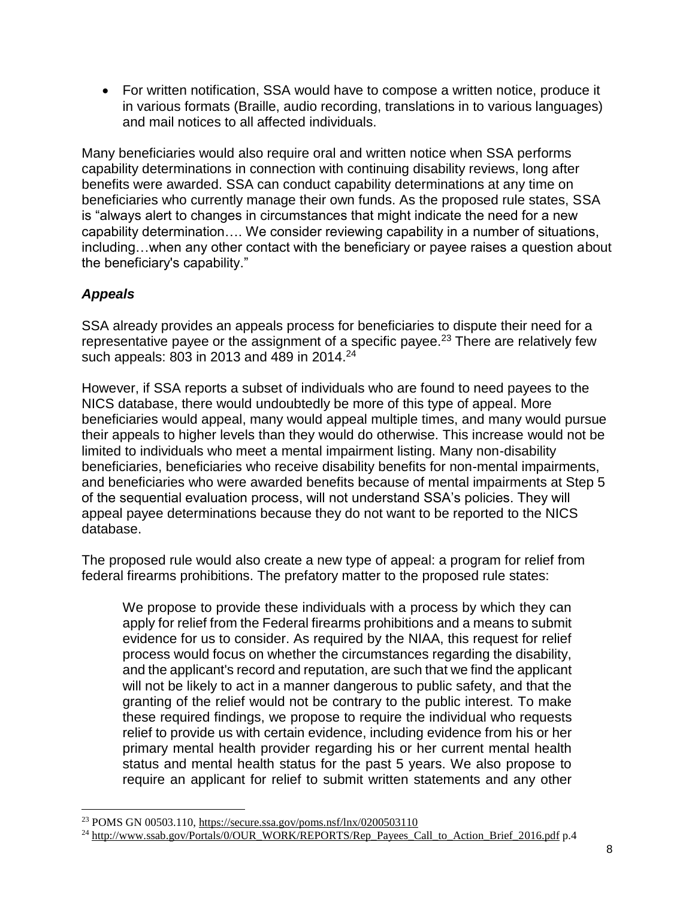- For written notification, SSA would have to compose a written notice, produce it in various formats (Braille, audio recording, translations in to various languages) and mail notices to all affected individuals.

Many beneficiaries would also require oral and written notice when SSA performs capability determinations in connection with continuing disability reviews, long after benefits were awarded. SSA can conduct capability determinations at any time on beneficiaries who currently manage their own funds. As the proposed rule states, SSA is "always alert to changes in circumstances that might indicate the need for a new capability determination…. We consider reviewing capability in a number of situations, including…when any other contact with the beneficiary or payee raises a question about the beneficiary's capability."

### *Appeals*

SSA already provides an appeals process for beneficiaries to dispute their need for a representative payee or the assignment of a specific payee.[23] There are relatively few such appeals: 803 in 2013 and 489 in 2014.[24]

However, if SSA reports a subset of individuals who are found to need payees to the NICS database, there would undoubtedly be more of this type of appeal. More beneficiaries would appeal, many would appeal multiple times, and many would pursue their appeals to higher levels than they would do otherwise. This increase would not be limited to individuals who meet a mental impairment listing. Many non-disability beneficiaries, beneficiaries who receive disability benefits for non-mental impairments, and beneficiaries who were awarded benefits because of mental impairments at Step 5 of the sequential evaluation process, will not understand SSA's policies. They will appeal payee determinations because they do not want to be reported to the NICS database.

The proposed rule would also create a new type of appeal: a program for relief from federal firearms prohibitions. The prefatory matter to the proposed rule states:

> We propose to provide these individuals with a process by which they can apply for relief from the Federal firearms prohibitions and a means to submit evidence for us to consider. As required by the NIAA, this request for relief process would focus on whether the circumstances regarding the disability, and the applicant's record and reputation, are such that we find the applicant will not be likely to act in a manner dangerous to public safety, and that the granting of the relief would not be contrary to the public interest. To make these required findings, we propose to require the individual who requests relief to provide us with certain evidence, including evidence from his or her primary mental health provider regarding his or her current mental health status and mental health status for the past 5 years. We also propose to require an applicant for relief to submit written statements and any other

---

[23] POMS GN 00503.110, https://secure.ssa.gov/poms.nsf/lnx/0200503110

[24] http://www.ssab.gov/Portals/0/OUR_WORK/REPORTS/Rep_Payees_Call_to_Action_Brief_2016.pdf p.4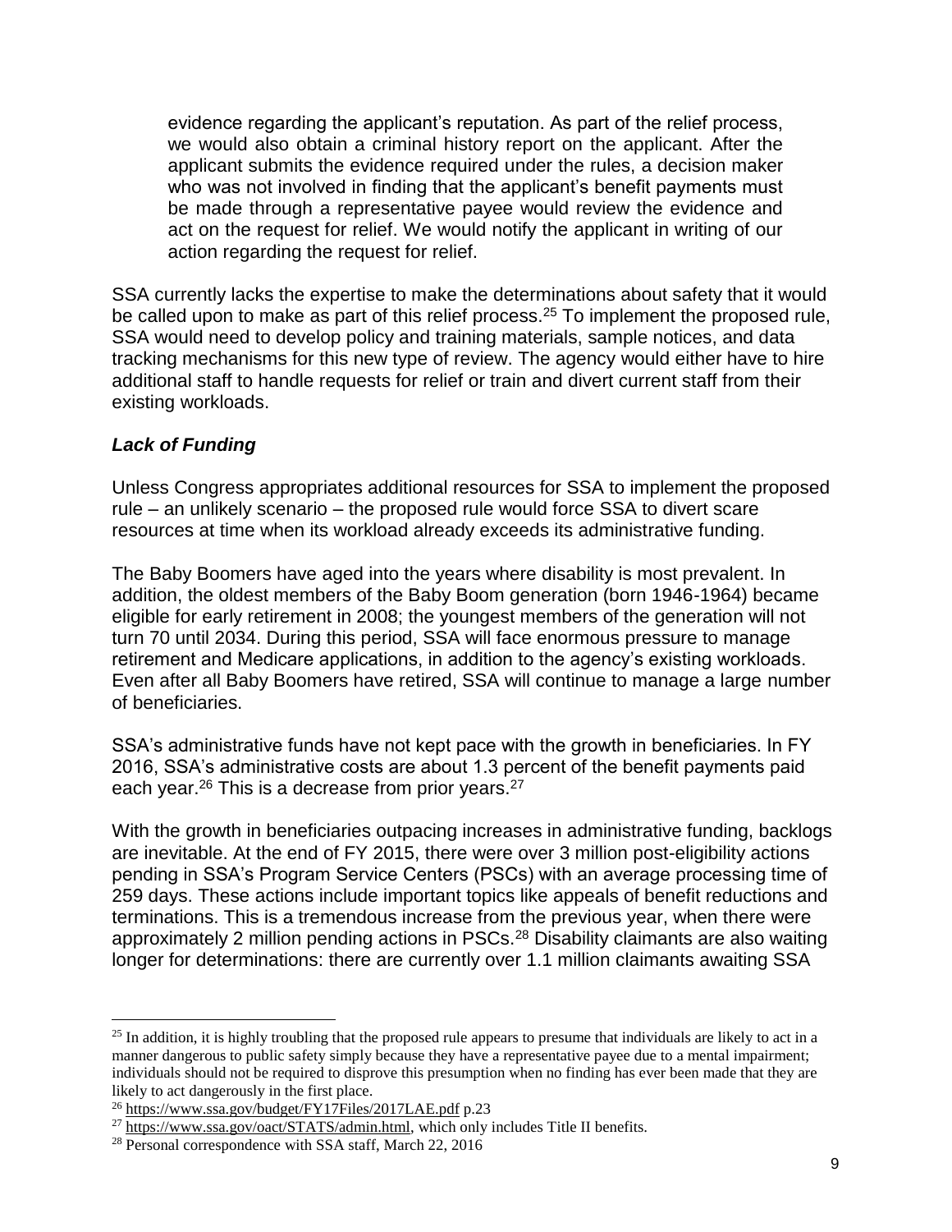> evidence regarding the applicant's reputation. As part of the relief process, we would also obtain a criminal history report on the applicant. After the applicant submits the evidence required under the rules, a decision maker who was not involved in finding that the applicant's benefit payments must be made through a representative payee would review the evidence and act on the request for relief. We would notify the applicant in writing of our action regarding the request for relief.

SSA currently lacks the expertise to make the determinations about safety that it would be called upon to make as part of this relief process.[25] To implement the proposed rule, SSA would need to develop policy and training materials, sample notices, and data tracking mechanisms for this new type of review. The agency would either have to hire additional staff to handle requests for relief or train and divert current staff from their existing workloads.

### ***Lack of Funding***

Unless Congress appropriates additional resources for SSA to implement the proposed rule – an unlikely scenario – the proposed rule would force SSA to divert scare resources at time when its workload already exceeds its administrative funding.

The Baby Boomers have aged into the years where disability is most prevalent. In addition, the oldest members of the Baby Boom generation (born 1946-1964) became eligible for early retirement in 2008; the youngest members of the generation will not turn 70 until 2034. During this period, SSA will face enormous pressure to manage retirement and Medicare applications, in addition to the agency's existing workloads. Even after all Baby Boomers have retired, SSA will continue to manage a large number of beneficiaries.

SSA's administrative funds have not kept pace with the growth in beneficiaries. In FY 2016, SSA's administrative costs are about 1.3 percent of the benefit payments paid each year.[26] This is a decrease from prior years.[27]

With the growth in beneficiaries outpacing increases in administrative funding, backlogs are inevitable. At the end of FY 2015, there were over 3 million post-eligibility actions pending in SSA's Program Service Centers (PSCs) with an average processing time of 259 days. These actions include important topics like appeals of benefit reductions and terminations. This is a tremendous increase from the previous year, when there were approximately 2 million pending actions in PSCs.[28] Disability claimants are also waiting longer for determinations: there are currently over 1.1 million claimants awaiting SSA

---

[25] In addition, it is highly troubling that the proposed rule appears to presume that individuals are likely to act in a manner dangerous to public safety simply because they have a representative payee due to a mental impairment; individuals should not be required to disprove this presumption when no finding has ever been made that they are likely to act dangerously in the first place.

[26] https://www.ssa.gov/budget/FY17Files/2017LAE.pdf p.23

[27] https://www.ssa.gov/oact/STATS/admin.html, which only includes Title II benefits.

[28] Personal correspondence with SSA staff, March 22, 2016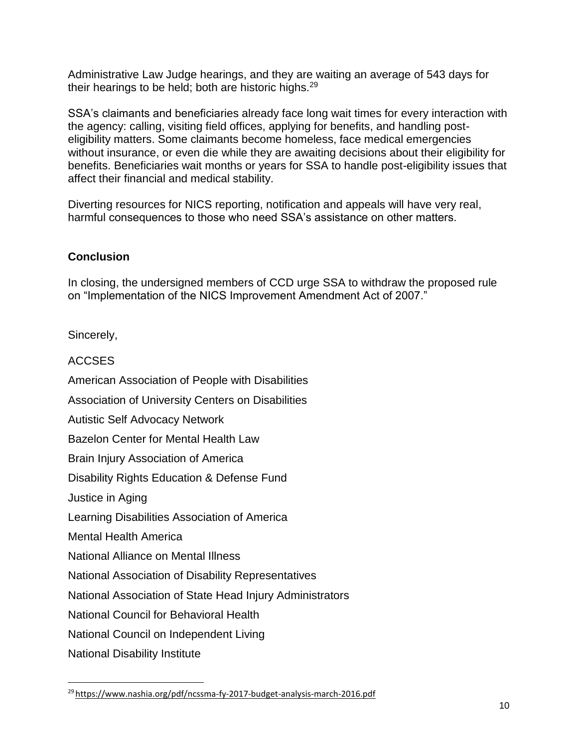Administrative Law Judge hearings, and they are waiting an average of 543 days for their hearings to be held; both are historic highs.[29]

SSA's claimants and beneficiaries already face long wait times for every interaction with the agency: calling, visiting field offices, applying for benefits, and handling post-eligibility matters. Some claimants become homeless, face medical emergencies without insurance, or even die while they are awaiting decisions about their eligibility for benefits. Beneficiaries wait months or years for SSA to handle post-eligibility issues that affect their financial and medical stability.

Diverting resources for NICS reporting, notification and appeals will have very real, harmful consequences to those who need SSA's assistance on other matters.

**Conclusion**

In closing, the undersigned members of CCD urge SSA to withdraw the proposed rule on "Implementation of the NICS Improvement Amendment Act of 2007."

Sincerely,

ACCSES

American Association of People with Disabilities

Association of University Centers on Disabilities

Autistic Self Advocacy Network

Bazelon Center for Mental Health Law

Brain Injury Association of America

Disability Rights Education & Defense Fund

Justice in Aging

Learning Disabilities Association of America

Mental Health America

National Alliance on Mental Illness

National Association of Disability Representatives

National Association of State Head Injury Administrators

National Council for Behavioral Health

National Council on Independent Living

National Disability Institute

---

[29] https://www.nashia.org/pdf/ncssma-fy-2017-budget-analysis-march-2016.pdf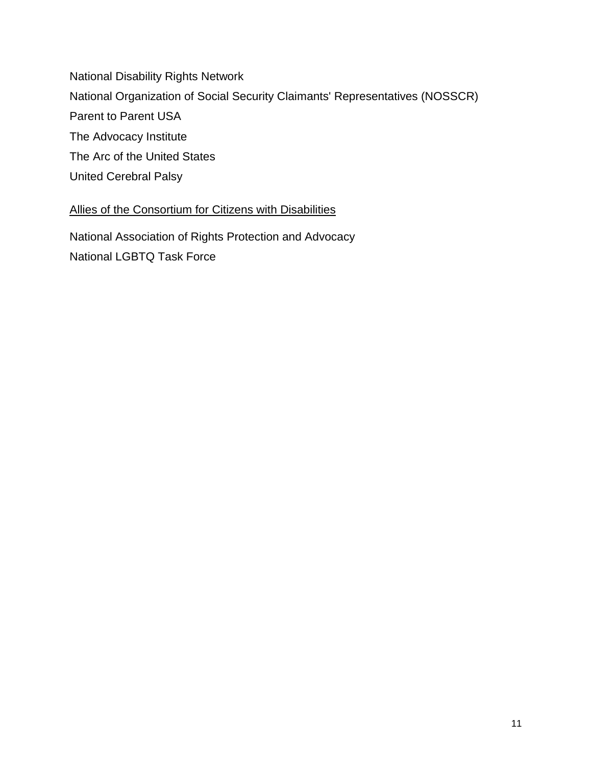National Disability Rights Network

National Organization of Social Security Claimants' Representatives (NOSSCR)

Parent to Parent USA

The Advocacy Institute

The Arc of the United States

United Cerebral Palsy

<u>Allies of the Consortium for Citizens with Disabilities</u>

National Association of Rights Protection and Advocacy

National LGBTQ Task Force